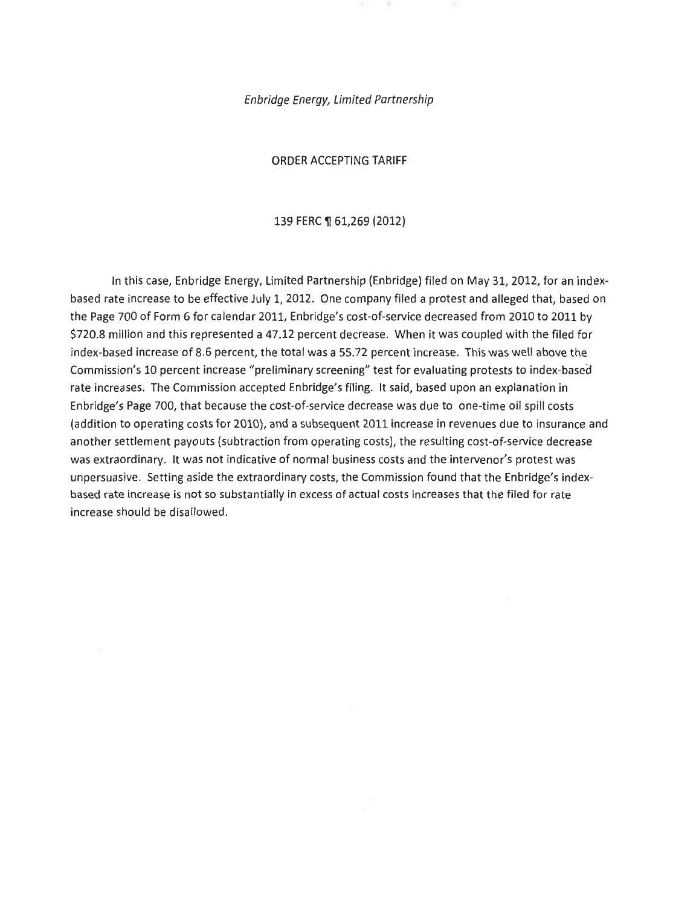*Enbridge Energy, Limited Partnership*

ORDER ACCEPTING TARIFF

139 FERC ¶ 61,269 (2012)

In this case, Enbridge Energy, Limited Partnership (Enbridge) filed on May 31, 2012, for an index-based rate increase to be effective July 1, 2012. One company filed a protest and alleged that, based on the Page 700 of Form 6 for calendar 2011, Enbridge's cost-of-service decreased from 2010 to 2011 by \$720.8 million and this represented a 47.12 percent decrease. When it was coupled with the filed for index-based increase of 8.6 percent, the total was a 55.72 percent increase. This was well above the Commission's 10 percent increase "preliminary screening" test for evaluating protests to index-based rate increases. The Commission accepted Enbridge's filing. It said, based upon an explanation in Enbridge's Page 700, that because the cost-of-service decrease was due to one-time oil spill costs (addition to operating costs for 2010), and a subsequent 2011 increase in revenues due to insurance and another settlement payouts (subtraction from operating costs), the resulting cost-of-service decrease was extraordinary. It was not indicative of normal business costs and the intervenor's protest was unpersuasive. Setting aside the extraordinary costs, the Commission found that the Enbridge's index-based rate increase is not so substantially in excess of actual costs increases that the filed for rate increase should be disallowed.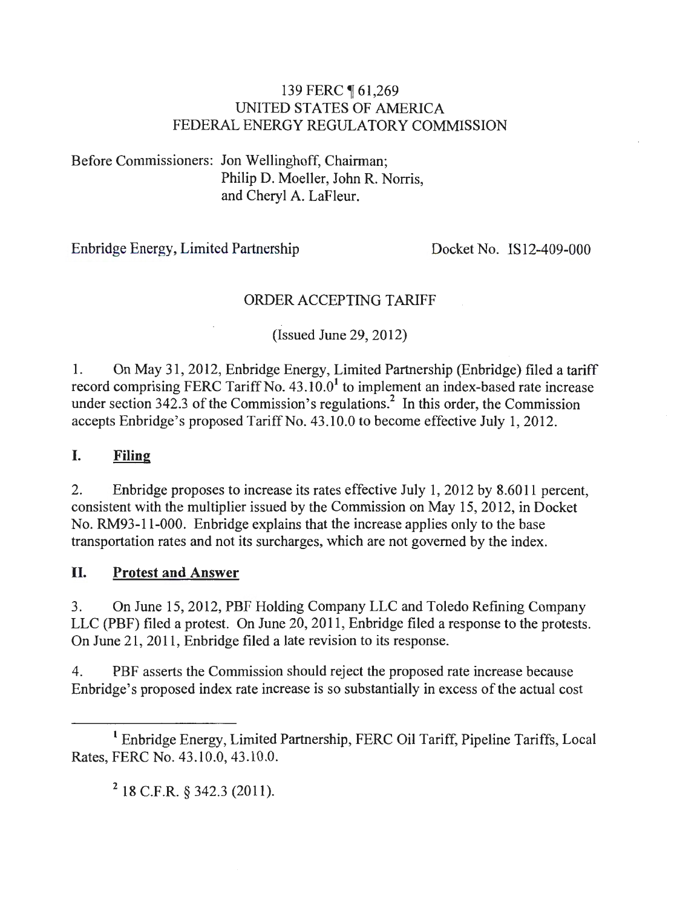139 FERC ¶ 61,269
UNITED STATES OF AMERICA
FEDERAL ENERGY REGULATORY COMMISSION

Before Commissioners: Jon Wellinghoff, Chairman;
Philip D. Moeller, John R. Norris,
and Cheryl A. LaFleur.

Enbridge Energy, Limited Partnership — Docket No. IS12-409-000

ORDER ACCEPTING TARIFF

(Issued June 29, 2012)

1. On May 31, 2012, Enbridge Energy, Limited Partnership (Enbridge) filed a tariff record comprising FERC Tariff No. 43.10.0[1] to implement an index-based rate increase under section 342.3 of the Commission's regulations.[2] In this order, the Commission accepts Enbridge's proposed Tariff No. 43.10.0 to become effective July 1, 2012.

## I. Filing

2. Enbridge proposes to increase its rates effective July 1, 2012 by 8.6011 percent, consistent with the multiplier issued by the Commission on May 15, 2012, in Docket No. RM93-11-000. Enbridge explains that the increase applies only to the base transportation rates and not its surcharges, which are not governed by the index.

## II. Protest and Answer

3. On June 15, 2012, PBF Holding Company LLC and Toledo Refining Company LLC (PBF) filed a protest. On June 20, 2011, Enbridge filed a response to the protests. On June 21, 2011, Enbridge filed a late revision to its response.

4. PBF asserts the Commission should reject the proposed rate increase because Enbridge's proposed index rate increase is so substantially in excess of the actual cost

---

[1] Enbridge Energy, Limited Partnership, FERC Oil Tariff, Pipeline Tariffs, Local Rates, FERC No. 43.10.0, 43.10.0.

[2] 18 C.F.R. § 342.3 (2011).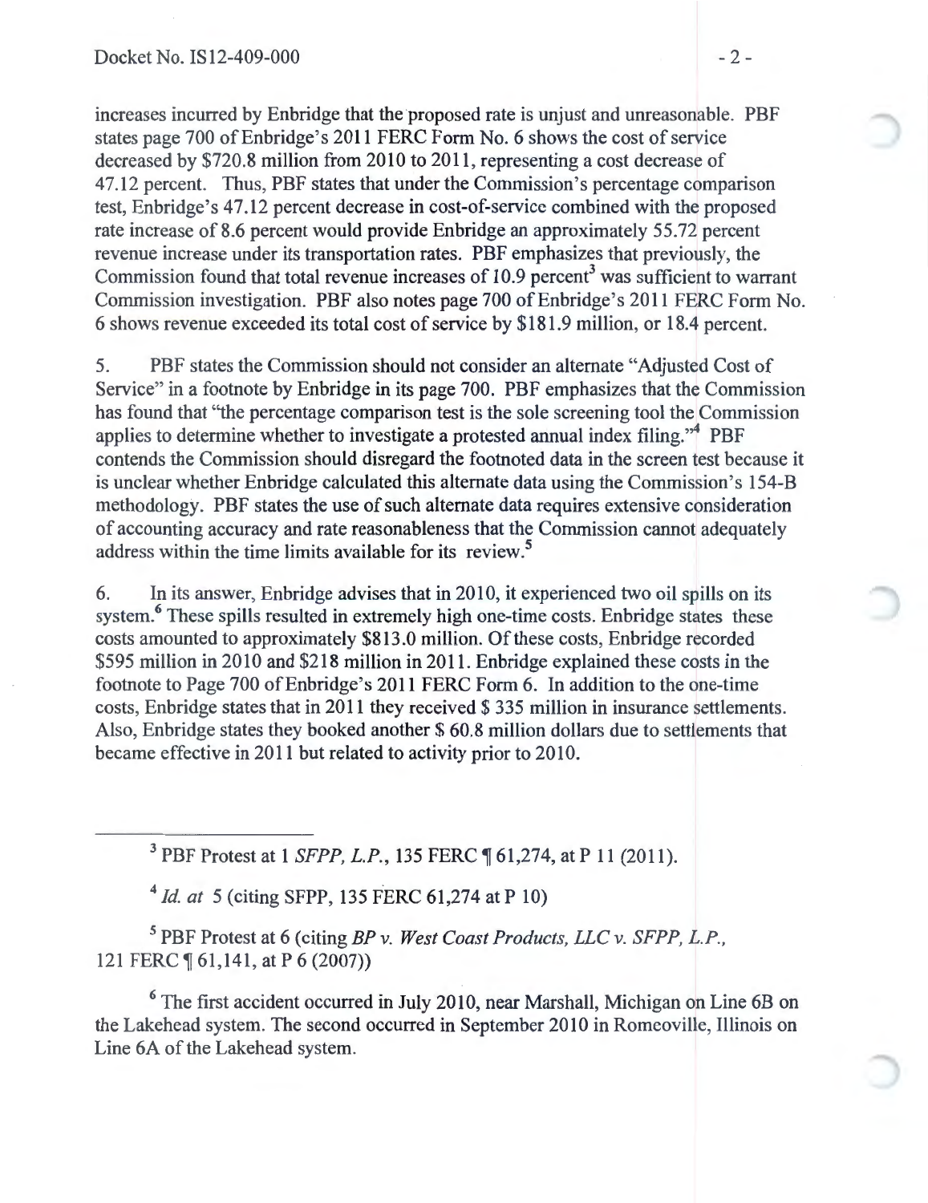increases incurred by Enbridge that the proposed rate is unjust and unreasonable. PBF states page 700 of Enbridge's 2011 FERC Form No. 6 shows the cost of service decreased by $720.8 million from 2010 to 2011, representing a cost decrease of 47.12 percent. Thus, PBF states that under the Commission's percentage comparison test, Enbridge's 47.12 percent decrease in cost-of-service combined with the proposed rate increase of 8.6 percent would provide Enbridge an approximately 55.72 percent revenue increase under its transportation rates. PBF emphasizes that previously, the Commission found that total revenue increases of 10.9 percent[3] was sufficient to warrant Commission investigation. PBF also notes page 700 of Enbridge's 2011 FERC Form No. 6 shows revenue exceeded its total cost of service by $181.9 million, or 18.4 percent.

5. PBF states the Commission should not consider an alternate "Adjusted Cost of Service" in a footnote by Enbridge in its page 700. PBF emphasizes that the Commission has found that "the percentage comparison test is the sole screening tool the Commission applies to determine whether to investigate a protested annual index filing."[4] PBF contends the Commission should disregard the footnoted data in the screen test because it is unclear whether Enbridge calculated this alternate data using the Commission's 154-B methodology. PBF states the use of such alternate data requires extensive consideration of accounting accuracy and rate reasonableness that the Commission cannot adequately address within the time limits available for its review.[5]

6. In its answer, Enbridge advises that in 2010, it experienced two oil spills on its system.[6] These spills resulted in extremely high one-time costs. Enbridge states these costs amounted to approximately $813.0 million. Of these costs, Enbridge recorded $595 million in 2010 and $218 million in 2011. Enbridge explained these costs in the footnote to Page 700 of Enbridge's 2011 FERC Form 6. In addition to the one-time costs, Enbridge states that in 2011 they received $ 335 million in insurance settlements. Also, Enbridge states they booked another $ 60.8 million dollars due to settlements that became effective in 2011 but related to activity prior to 2010.

---

[3] PBF Protest at 1 *SFPP, L.P.*, 135 FERC ¶ 61,274, at P 11 (2011).

[4] *Id. at* 5 (citing SFPP, 135 FERC 61,274 at P 10)

[5] PBF Protest at 6 (citing *BP v. West Coast Products, LLC v. SFPP, L.P.*, 121 FERC ¶ 61,141, at P 6 (2007))

[6] The first accident occurred in July 2010, near Marshall, Michigan on Line 6B on the Lakehead system. The second occurred in September 2010 in Romeoville, Illinois on Line 6A of the Lakehead system.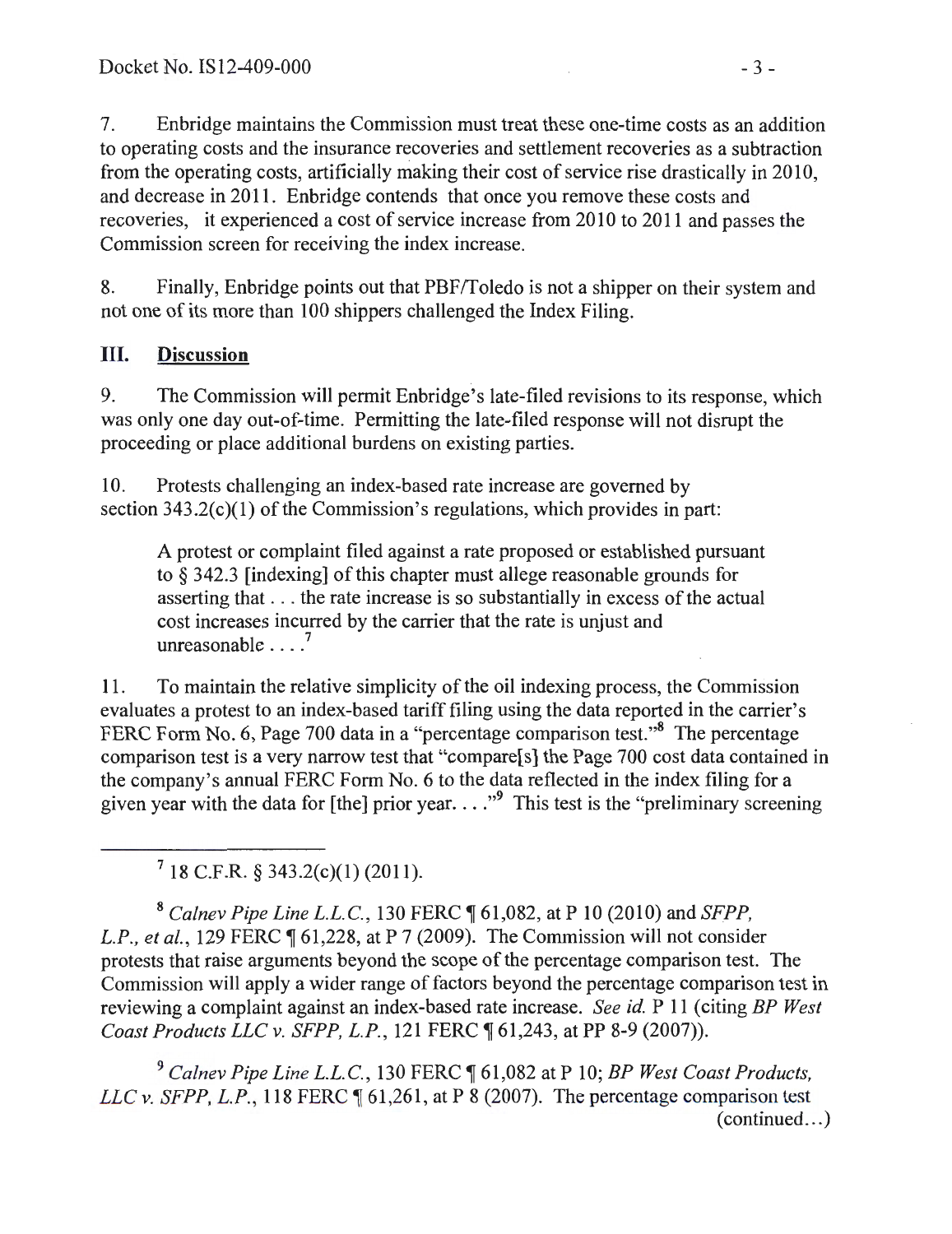7. Enbridge maintains the Commission must treat these one-time costs as an addition to operating costs and the insurance recoveries and settlement recoveries as a subtraction from the operating costs, artificially making their cost of service rise drastically in 2010, and decrease in 2011. Enbridge contends that once you remove these costs and recoveries, it experienced a cost of service increase from 2010 to 2011 and passes the Commission screen for receiving the index increase.

8. Finally, Enbridge points out that PBF/Toledo is not a shipper on their system and not one of its more than 100 shippers challenged the Index Filing.

## III. Discussion

9. The Commission will permit Enbridge's late-filed revisions to its response, which was only one day out-of-time. Permitting the late-filed response will not disrupt the proceeding or place additional burdens on existing parties.

10. Protests challenging an index-based rate increase are governed by section 343.2(c)(1) of the Commission's regulations, which provides in part:

> A protest or complaint filed against a rate proposed or established pursuant to § 342.3 [indexing] of this chapter must allege reasonable grounds for asserting that . . . the rate increase is so substantially in excess of the actual cost increases incurred by the carrier that the rate is unjust and unreasonable . . . .[7]

11. To maintain the relative simplicity of the oil indexing process, the Commission evaluates a protest to an index-based tariff filing using the data reported in the carrier's FERC Form No. 6, Page 700 data in a "percentage comparison test."[8] The percentage comparison test is a very narrow test that "compare[s] the Page 700 cost data contained in the company's annual FERC Form No. 6 to the data reflected in the index filing for a given year with the data for [the] prior year. . . ."[9] This test is the "preliminary screening

---

[7] 18 C.F.R. § 343.2(c)(1) (2011).

[8] *Calnev Pipe Line L.L.C.*, 130 FERC ¶ 61,082, at P 10 (2010) and *SFPP, L.P., et al.*, 129 FERC ¶ 61,228, at P 7 (2009). The Commission will not consider protests that raise arguments beyond the scope of the percentage comparison test. The Commission will apply a wider range of factors beyond the percentage comparison test in reviewing a complaint against an index-based rate increase. *See id.* P 11 (citing *BP West Coast Products LLC v. SFPP, L.P.*, 121 FERC ¶ 61,243, at PP 8-9 (2007)).

[9] *Calnev Pipe Line L.L.C.*, 130 FERC ¶ 61,082 at P 10; *BP West Coast Products, LLC v. SFPP, L.P.*, 118 FERC ¶ 61,261, at P 8 (2007). The percentage comparison test (continued...)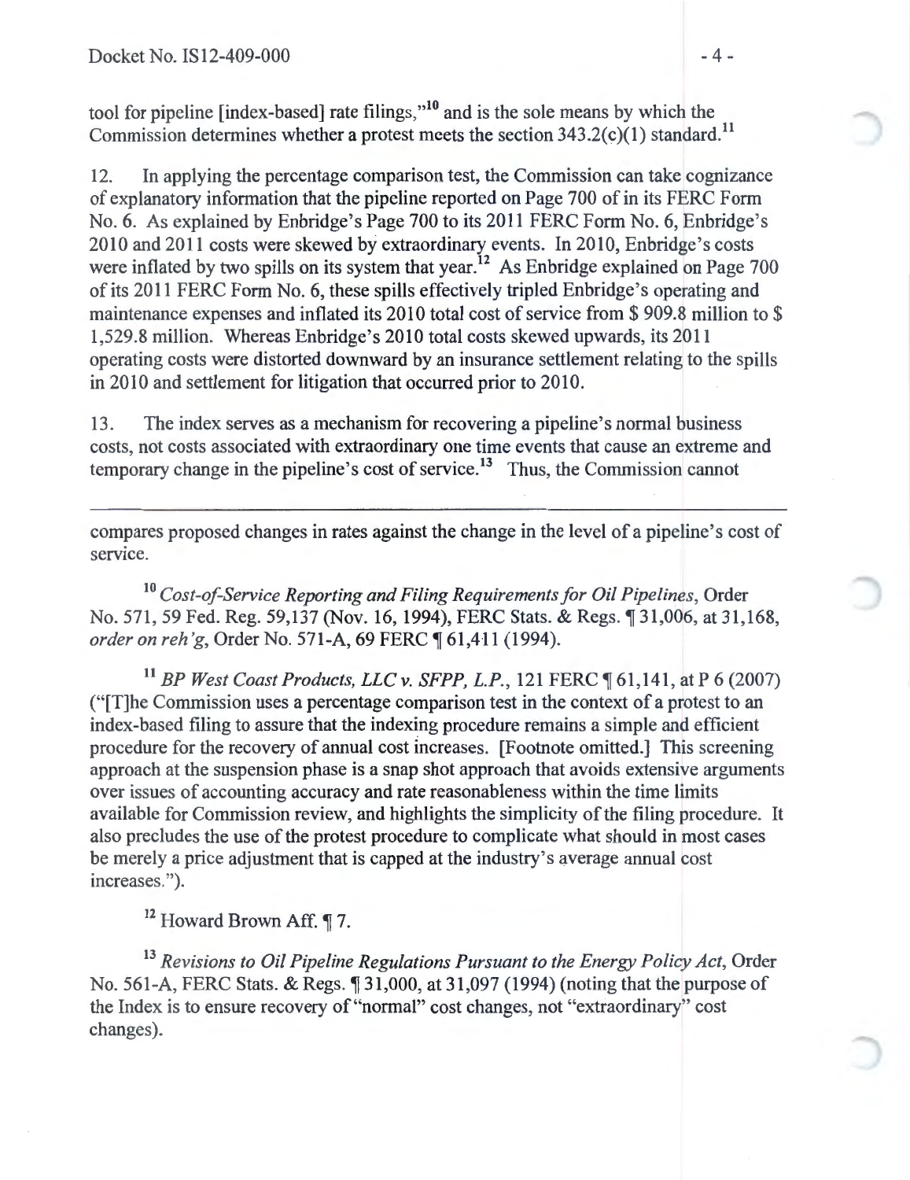tool for pipeline [index-based] rate filings,"[10] and is the sole means by which the Commission determines whether a protest meets the section 343.2(c)(1) standard.[11]

12. In applying the percentage comparison test, the Commission can take cognizance of explanatory information that the pipeline reported on Page 700 of in its FERC Form No. 6. As explained by Enbridge's Page 700 to its 2011 FERC Form No. 6, Enbridge's 2010 and 2011 costs were skewed by extraordinary events. In 2010, Enbridge's costs were inflated by two spills on its system that year.[12] As Enbridge explained on Page 700 of its 2011 FERC Form No. 6, these spills effectively tripled Enbridge's operating and maintenance expenses and inflated its 2010 total cost of service from $ 909.8 million to $ 1,529.8 million. Whereas Enbridge's 2010 total costs skewed upwards, its 2011 operating costs were distorted downward by an insurance settlement relating to the spills in 2010 and settlement for litigation that occurred prior to 2010.

13. The index serves as a mechanism for recovering a pipeline's normal business costs, not costs associated with extraordinary one time events that cause an extreme and temporary change in the pipeline's cost of service.[13] Thus, the Commission cannot

---

compares proposed changes in rates against the change in the level of a pipeline's cost of service.

[10] *Cost-of-Service Reporting and Filing Requirements for Oil Pipelines*, Order No. 571, 59 Fed. Reg. 59,137 (Nov. 16, 1994), FERC Stats. & Regs. ¶ 31,006, at 31,168, *order on reh'g*, Order No. 571-A, 69 FERC ¶ 61,411 (1994).

[11] *BP West Coast Products, LLC v. SFPP, L.P.*, 121 FERC ¶ 61,141, at P 6 (2007) ("[T]he Commission uses a percentage comparison test in the context of a protest to an index-based filing to assure that the indexing procedure remains a simple and efficient procedure for the recovery of annual cost increases. [Footnote omitted.] This screening approach at the suspension phase is a snap shot approach that avoids extensive arguments over issues of accounting accuracy and rate reasonableness within the time limits available for Commission review, and highlights the simplicity of the filing procedure. It also precludes the use of the protest procedure to complicate what should in most cases be merely a price adjustment that is capped at the industry's average annual cost increases.").

[12] Howard Brown Aff. ¶ 7.

[13] *Revisions to Oil Pipeline Regulations Pursuant to the Energy Policy Act*, Order No. 561-A, FERC Stats. & Regs. ¶ 31,000, at 31,097 (1994) (noting that the purpose of the Index is to ensure recovery of "normal" cost changes, not "extraordinary" cost changes).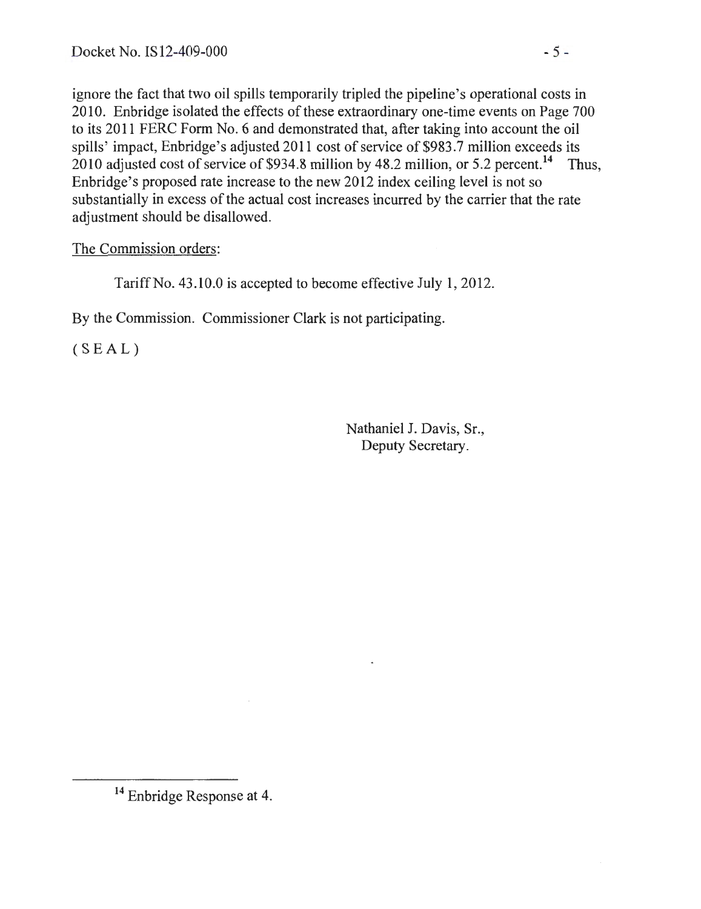ignore the fact that two oil spills temporarily tripled the pipeline's operational costs in 2010. Enbridge isolated the effects of these extraordinary one-time events on Page 700 to its 2011 FERC Form No. 6 and demonstrated that, after taking into account the oil spills' impact, Enbridge's adjusted 2011 cost of service of $983.7 million exceeds its 2010 adjusted cost of service of $934.8 million by 48.2 million, or 5.2 percent.[14] Thus, Enbridge's proposed rate increase to the new 2012 index ceiling level is not so substantially in excess of the actual cost increases incurred by the carrier that the rate adjustment should be disallowed.

The Commission orders:

Tariff No. 43.10.0 is accepted to become effective July 1, 2012.

By the Commission. Commissioner Clark is not participating.

( S E A L )

Nathaniel J. Davis, Sr.,
Deputy Secretary.

---

[14] Enbridge Response at 4.